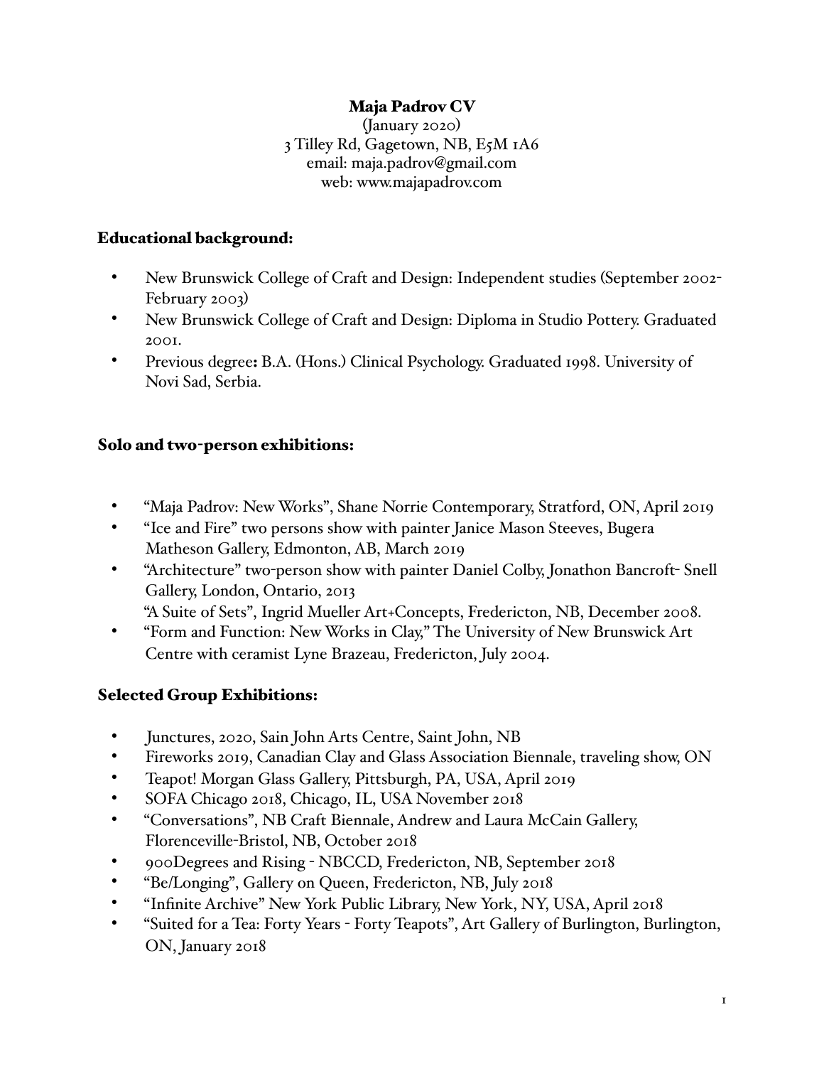# Maja Padrov CV

(January 2020)
3 Tilley Rd, Gagetown, NB, E5M 1A6
email: maja.padrov@gmail.com
web: www.majapadrov.com

## Educational background:

- New Brunswick College of Craft and Design: Independent studies (September 2002-February 2003)
- New Brunswick College of Craft and Design: Diploma in Studio Pottery. Graduated 2001.
- Previous degree**:** B.A. (Hons.) Clinical Psychology. Graduated 1998. University of Novi Sad, Serbia.

## Solo and two-person exhibitions:

- "Maja Padrov: New Works", Shane Norrie Contemporary, Stratford, ON, April 2019
- "Ice and Fire" two persons show with painter Janice Mason Steeves, Bugera Matheson Gallery, Edmonton, AB, March 2019
- "Architecture" two-person show with painter Daniel Colby, Jonathon Bancroft- Snell Gallery, London, Ontario, 2013
  "A Suite of Sets", Ingrid Mueller Art+Concepts, Fredericton, NB, December 2008.
- "Form and Function: New Works in Clay," The University of New Brunswick Art Centre with ceramist Lyne Brazeau, Fredericton, July 2004.

## Selected Group Exhibitions:

- Junctures, 2020, Sain John Arts Centre, Saint John, NB
- Fireworks 2019, Canadian Clay and Glass Association Biennale, traveling show, ON
- Teapot! Morgan Glass Gallery, Pittsburgh, PA, USA, April 2019
- SOFA Chicago 2018, Chicago, IL, USA November 2018
- "Conversations", NB Craft Biennale, Andrew and Laura McCain Gallery, Florenceville-Bristol, NB, October 2018
- 900Degrees and Rising - NBCCD, Fredericton, NB, September 2018
- "Be/Longing", Gallery on Queen, Fredericton, NB, July 2018
- "Infinite Archive" New York Public Library, New York, NY, USA, April 2018
- "Suited for a Tea: Forty Years - Forty Teapots", Art Gallery of Burlington, Burlington, ON, January 2018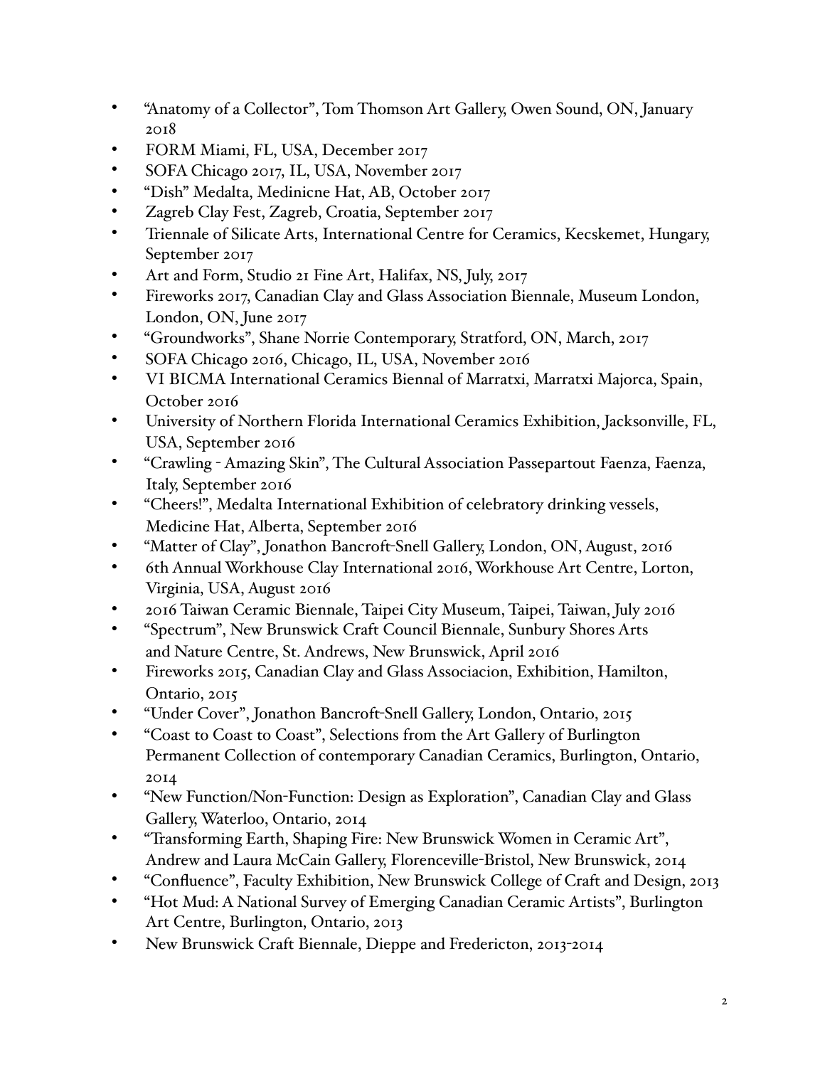- “Anatomy of a Collector”, Tom Thomson Art Gallery, Owen Sound, ON, January 2018
- FORM Miami, FL, USA, December 2017
- SOFA Chicago 2017, IL, USA, November 2017
- “Dish” Medalta, Medinicne Hat, AB, October 2017
- Zagreb Clay Fest, Zagreb, Croatia, September 2017
- Triennale of Silicate Arts, International Centre for Ceramics, Kecskemet, Hungary, September 2017
- Art and Form, Studio 21 Fine Art, Halifax, NS, July, 2017
- Fireworks 2017, Canadian Clay and Glass Association Biennale, Museum London, London, ON, June 2017
- “Groundworks”, Shane Norrie Contemporary, Stratford, ON, March, 2017
- SOFA Chicago 2016, Chicago, IL, USA, November 2016
- VI BICMA International Ceramics Biennal of Marratxi, Marratxi Majorca, Spain, October 2016
- University of Northern Florida International Ceramics Exhibition, Jacksonville, FL, USA, September 2016
- “Crawling - Amazing Skin”, The Cultural Association Passepartout Faenza, Faenza, Italy, September 2016
- “Cheers!”, Medalta International Exhibition of celebratory drinking vessels, Medicine Hat, Alberta, September 2016
- “Matter of Clay”, Jonathon Bancroft-Snell Gallery, London, ON, August, 2016
- 6th Annual Workhouse Clay International 2016, Workhouse Art Centre, Lorton, Virginia, USA, August 2016
- 2016 Taiwan Ceramic Biennale, Taipei City Museum, Taipei, Taiwan, July 2016
- “Spectrum”, New Brunswick Craft Council Biennale, Sunbury Shores Arts and Nature Centre, St. Andrews, New Brunswick, April 2016
- Fireworks 2015, Canadian Clay and Glass Associacion, Exhibition, Hamilton, Ontario, 2015
- “Under Cover”, Jonathon Bancroft-Snell Gallery, London, Ontario, 2015
- “Coast to Coast to Coast”, Selections from the Art Gallery of Burlington Permanent Collection of contemporary Canadian Ceramics, Burlington, Ontario, 2014
- “New Function/Non-Function: Design as Exploration”, Canadian Clay and Glass Gallery, Waterloo, Ontario, 2014
- “Transforming Earth, Shaping Fire: New Brunswick Women in Ceramic Art”, Andrew and Laura McCain Gallery, Florenceville-Bristol, New Brunswick, 2014
- “Confluence”, Faculty Exhibition, New Brunswick College of Craft and Design, 2013
- “Hot Mud: A National Survey of Emerging Canadian Ceramic Artists”, Burlington Art Centre, Burlington, Ontario, 2013
- New Brunswick Craft Biennale, Dieppe and Fredericton, 2013-2014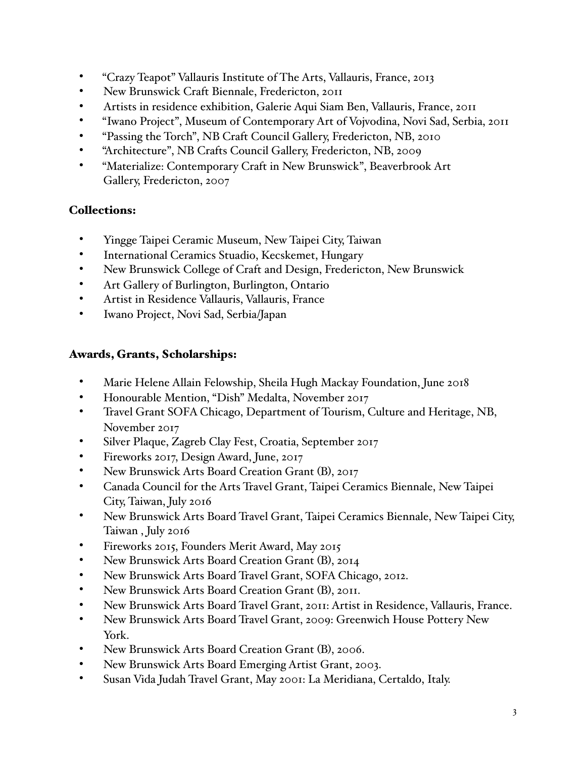- "Crazy Teapot" Vallauris Institute of The Arts, Vallauris, France, 2013
- New Brunswick Craft Biennale, Fredericton, 2011
- Artists in residence exhibition, Galerie Aqui Siam Ben, Vallauris, France, 2011
- "Iwano Project", Museum of Contemporary Art of Vojvodina, Novi Sad, Serbia, 2011
- "Passing the Torch", NB Craft Council Gallery, Fredericton, NB, 2010
- "Architecture", NB Crafts Council Gallery, Fredericton, NB, 2009
- "Materialize: Contemporary Craft in New Brunswick", Beaverbrook Art Gallery, Fredericton, 2007

### Collections:

- Yingge Taipei Ceramic Museum, New Taipei City, Taiwan
- International Ceramics Stuadio, Kecskemet, Hungary
- New Brunswick College of Craft and Design, Fredericton, New Brunswick
- Art Gallery of Burlington, Burlington, Ontario
- Artist in Residence Vallauris, Vallauris, France
- Iwano Project, Novi Sad, Serbia/Japan

### Awards, Grants, Scholarships:

- Marie Helene Allain Felowship, Sheila Hugh Mackay Foundation, June 2018
- Honourable Mention, "Dish" Medalta, November 2017
- Travel Grant SOFA Chicago, Department of Tourism, Culture and Heritage, NB, November 2017
- Silver Plaque, Zagreb Clay Fest, Croatia, September 2017
- Fireworks 2017, Design Award, June, 2017
- New Brunswick Arts Board Creation Grant (B), 2017
- Canada Council for the Arts Travel Grant, Taipei Ceramics Biennale, New Taipei City, Taiwan, July 2016
- New Brunswick Arts Board Travel Grant, Taipei Ceramics Biennale, New Taipei City, Taiwan , July 2016
- Fireworks 2015, Founders Merit Award, May 2015
- New Brunswick Arts Board Creation Grant (B), 2014
- New Brunswick Arts Board Travel Grant, SOFA Chicago, 2012.
- New Brunswick Arts Board Creation Grant (B), 2011.
- New Brunswick Arts Board Travel Grant, 2011: Artist in Residence, Vallauris, France.
- New Brunswick Arts Board Travel Grant, 2009: Greenwich House Pottery New York.
- New Brunswick Arts Board Creation Grant (B), 2006.
- New Brunswick Arts Board Emerging Artist Grant, 2003.
- Susan Vida Judah Travel Grant, May 2001: La Meridiana, Certaldo, Italy.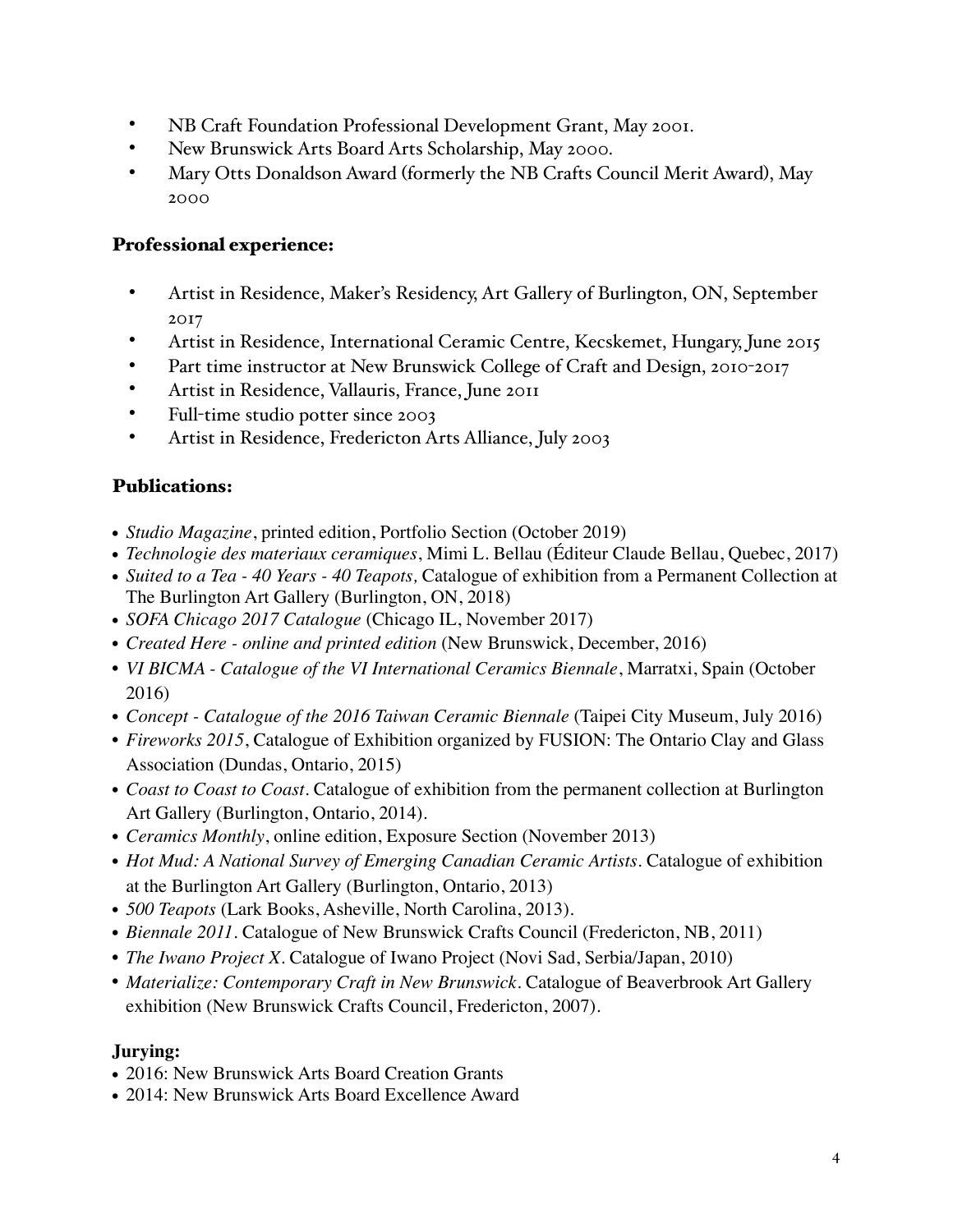- NB Craft Foundation Professional Development Grant, May 2001.
- New Brunswick Arts Board Arts Scholarship, May 2000.
- Mary Otts Donaldson Award (formerly the NB Crafts Council Merit Award), May 2000

## Professional experience:

- Artist in Residence, Maker's Residency, Art Gallery of Burlington, ON, September 2017
- Artist in Residence, International Ceramic Centre, Kecskemet, Hungary, June 2015
- Part time instructor at New Brunswick College of Craft and Design, 2010-2017
- Artist in Residence, Vallauris, France, June 2011
- Full-time studio potter since 2003
- Artist in Residence, Fredericton Arts Alliance, July 2003

## Publications:

- *Studio Magazine*, printed edition, Portfolio Section (October 2019)
- *Technologie des materiaux ceramiques*, Mimi L. Bellau (Éditeur Claude Bellau, Quebec, 2017)
- *Suited to a Tea - 40 Years - 40 Teapots,* Catalogue of exhibition from a Permanent Collection at The Burlington Art Gallery (Burlington, ON, 2018)
- *SOFA Chicago 2017 Catalogue* (Chicago IL, November 2017)
- *Created Here - online and printed edition* (New Brunswick, December, 2016)
- *VI BICMA - Catalogue of the VI International Ceramics Biennale*, Marratxi, Spain (October 2016)
- *Concept - Catalogue of the 2016 Taiwan Ceramic Biennale* (Taipei City Museum, July 2016)
- *Fireworks 2015*, Catalogue of Exhibition organized by FUSION: The Ontario Clay and Glass Association (Dundas, Ontario, 2015)
- *Coast to Coast to Coast*. Catalogue of exhibition from the permanent collection at Burlington Art Gallery (Burlington, Ontario, 2014).
- *Ceramics Monthly*, online edition, Exposure Section (November 2013)
- *Hot Mud: A National Survey of Emerging Canadian Ceramic Artists*. Catalogue of exhibition at the Burlington Art Gallery (Burlington, Ontario, 2013)
- *500 Teapots* (Lark Books, Asheville, North Carolina, 2013).
- *Biennale 2011*. Catalogue of New Brunswick Crafts Council (Fredericton, NB, 2011)
- *The Iwano Project X*. Catalogue of Iwano Project (Novi Sad, Serbia/Japan, 2010)
- *Materialize: Contemporary Craft in New Brunswick*. Catalogue of Beaverbrook Art Gallery exhibition (New Brunswick Crafts Council, Fredericton, 2007).

## Jurying:

- 2016: New Brunswick Arts Board Creation Grants
- 2014: New Brunswick Arts Board Excellence Award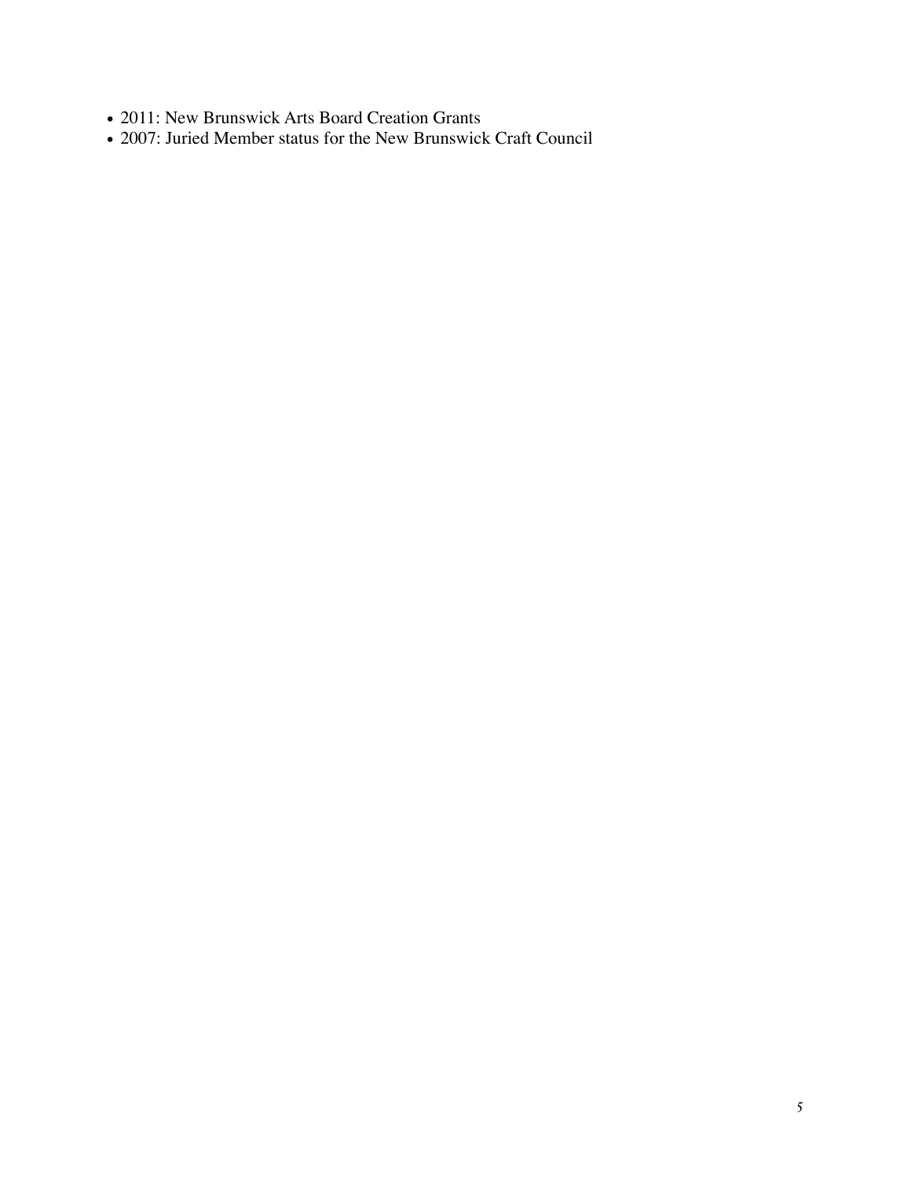- 2011: New Brunswick Arts Board Creation Grants
- 2007: Juried Member status for the New Brunswick Craft Council